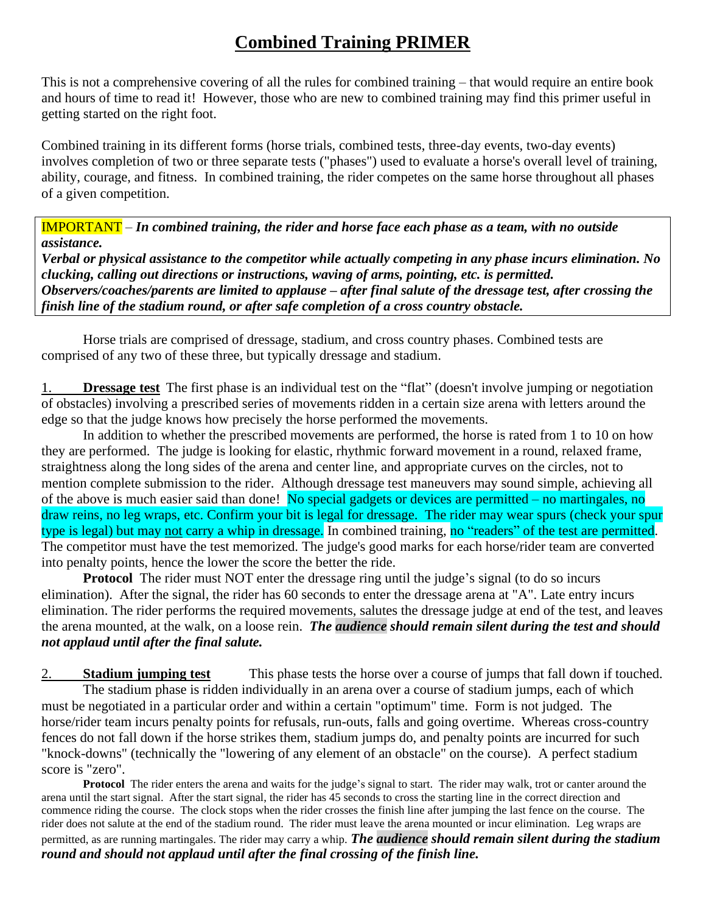# Combined Training PRIMER

This is not a comprehensive covering of all the rules for combined training – that would require an entire book and hours of time to read it! However, those who are new to combined training may find this primer useful in getting started on the right foot.

Combined training in its different forms (horse trials, combined tests, three-day events, two-day events) involves completion of two or three separate tests ("phases") used to evaluate a horse's overall level of training, ability, courage, and fitness. In combined training, the rider competes on the same horse throughout all phases of a given competition.

> IMPORTANT – ***In combined training, the rider and horse face each phase as a team, with no outside assistance.***
> ***Verbal or physical assistance to the competitor while actually competing in any phase incurs elimination. No clucking, calling out directions or instructions, waving of arms, pointing, etc. is permitted.***
> ***Observers/coaches/parents are limited to applause – after final salute of the dressage test, after crossing the finish line of the stadium round, or after safe completion of a cross country obstacle.***

Horse trials are comprised of dressage, stadium, and cross country phases. Combined tests are comprised of any two of these three, but typically dressage and stadium.

1. **Dressage test** The first phase is an individual test on the "flat" (doesn't involve jumping or negotiation of obstacles) involving a prescribed series of movements ridden in a certain size arena with letters around the edge so that the judge knows how precisely the horse performed the movements.

In addition to whether the prescribed movements are performed, the horse is rated from 1 to 10 on how they are performed. The judge is looking for elastic, rhythmic forward movement in a round, relaxed frame, straightness along the long sides of the arena and center line, and appropriate curves on the circles, not to mention complete submission to the rider. Although dressage test maneuvers may sound simple, achieving all of the above is much easier said than done! No special gadgets or devices are permitted – no martingales, no draw reins, no leg wraps, etc. Confirm your bit is legal for dressage. The rider may wear spurs (check your spur type is legal) but may not carry a whip in dressage. In combined training, no "readers" of the test are permitted. The competitor must have the test memorized. The judge's good marks for each horse/rider team are converted into penalty points, hence the lower the score the better the ride.

**Protocol** The rider must NOT enter the dressage ring until the judge's signal (to do so incurs elimination). After the signal, the rider has 60 seconds to enter the dressage arena at "A". Late entry incurs elimination. The rider performs the required movements, salutes the dressage judge at end of the test, and leaves the arena mounted, at the walk, on a loose rein. ***The audience should remain silent during the test and should not applaud until after the final salute.***

2. **Stadium jumping test** This phase tests the horse over a course of jumps that fall down if touched.

The stadium phase is ridden individually in an arena over a course of stadium jumps, each of which must be negotiated in a particular order and within a certain "optimum" time. Form is not judged. The horse/rider team incurs penalty points for refusals, run-outs, falls and going overtime. Whereas cross-country fences do not fall down if the horse strikes them, stadium jumps do, and penalty points are incurred for such "knock-downs" (technically the "lowering of any element of an obstacle" on the course). A perfect stadium score is "zero".

**Protocol** The rider enters the arena and waits for the judge's signal to start. The rider may walk, trot or canter around the arena until the start signal. After the start signal, the rider has 45 seconds to cross the starting line in the correct direction and commence riding the course. The clock stops when the rider crosses the finish line after jumping the last fence on the course. The rider does not salute at the end of the stadium round. The rider must leave the arena mounted or incur elimination. Leg wraps are permitted, as are running martingales. The rider may carry a whip. ***The audience should remain silent during the stadium round and should not applaud until after the final crossing of the finish line.***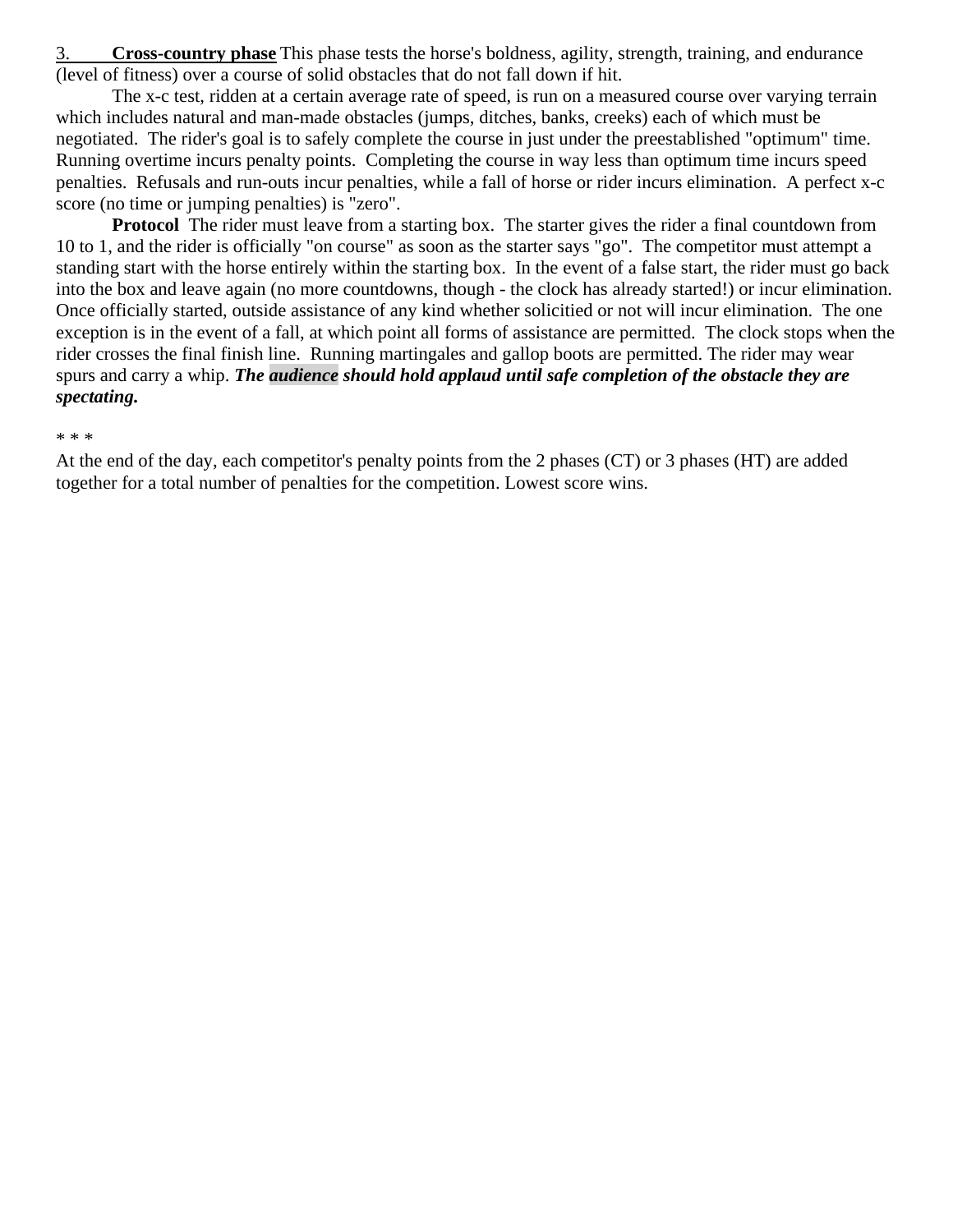3. **Cross-country phase** This phase tests the horse's boldness, agility, strength, training, and endurance (level of fitness) over a course of solid obstacles that do not fall down if hit.

The x-c test, ridden at a certain average rate of speed, is run on a measured course over varying terrain which includes natural and man-made obstacles (jumps, ditches, banks, creeks) each of which must be negotiated. The rider's goal is to safely complete the course in just under the preestablished "optimum" time. Running overtime incurs penalty points. Completing the course in way less than optimum time incurs speed penalties. Refusals and run-outs incur penalties, while a fall of horse or rider incurs elimination. A perfect x-c score (no time or jumping penalties) is "zero".

**Protocol** The rider must leave from a starting box. The starter gives the rider a final countdown from 10 to 1, and the rider is officially "on course" as soon as the starter says "go". The competitor must attempt a standing start with the horse entirely within the starting box. In the event of a false start, the rider must go back into the box and leave again (no more countdowns, though - the clock has already started!) or incur elimination. Once officially started, outside assistance of any kind whether solicitied or not will incur elimination. The one exception is in the event of a fall, at which point all forms of assistance are permitted. The clock stops when the rider crosses the final finish line. Running martingales and gallop boots are permitted. The rider may wear spurs and carry a whip. ***The audience should hold applaud until safe completion of the obstacle they are spectating.***

\* \* \*

At the end of the day, each competitor's penalty points from the 2 phases (CT) or 3 phases (HT) are added together for a total number of penalties for the competition. Lowest score wins.